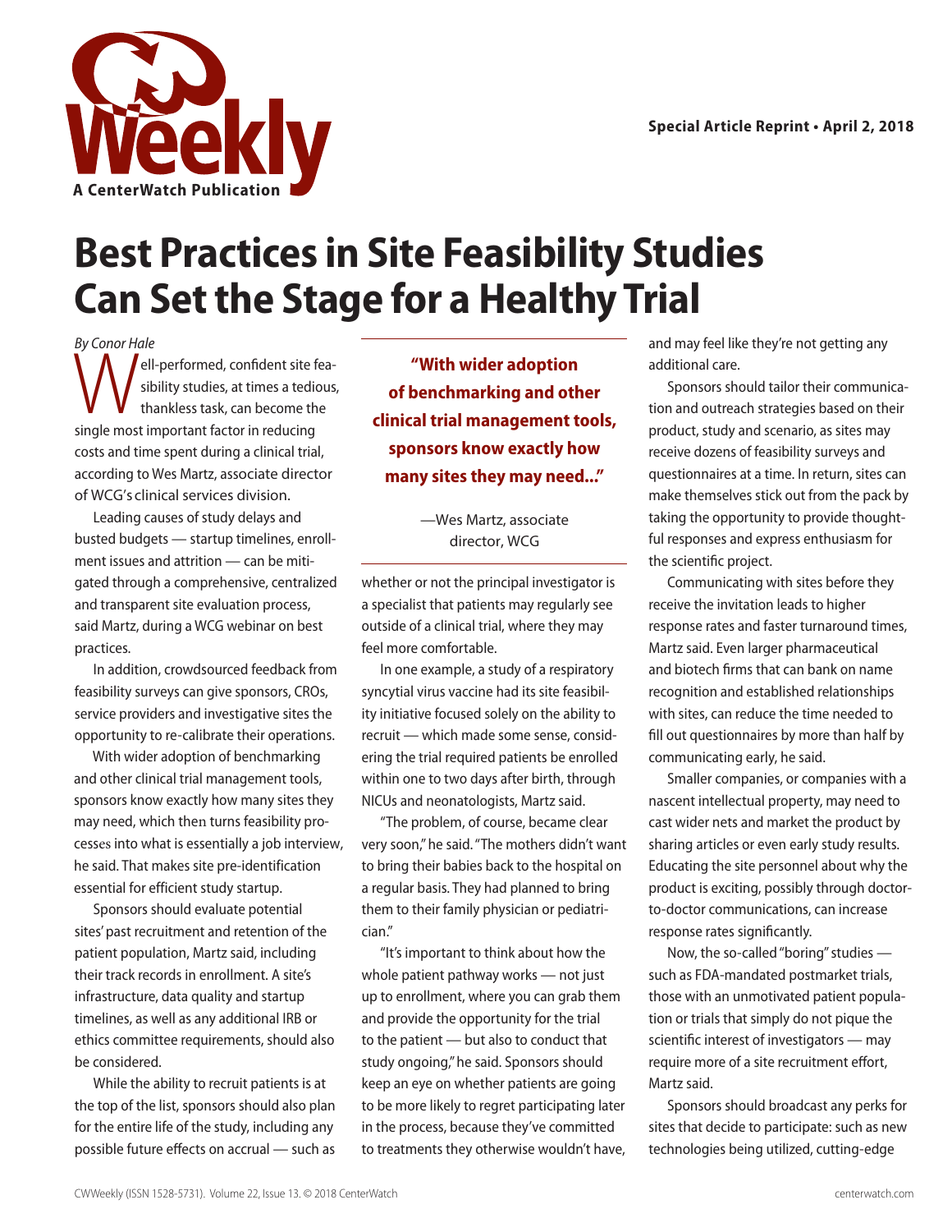Special Article Reprint • April 2, 2018

# Best Practices in Site Feasibility Studies Can Set the Stage for a Healthy Trial

*By Conor Hale*

Well-performed, confident site feasibility studies, at times a tedious, thankless task, can become the single most important factor in reducing costs and time spent during a clinical trial, according to Wes Martz, associate director of WCG's clinical services division.

Leading causes of study delays and busted budgets — startup timelines, enrollment issues and attrition — can be mitigated through a comprehensive, centralized and transparent site evaluation process, said Martz, during a WCG webinar on best practices.

In addition, crowdsourced feedback from feasibility surveys can give sponsors, CROs, service providers and investigative sites the opportunity to re-calibrate their operations.

With wider adoption of benchmarking and other clinical trial management tools, sponsors know exactly how many sites they may need, which then turns feasibility processes into what is essentially a job interview, he said. That makes site pre-identification essential for efficient study startup.

Sponsors should evaluate potential sites' past recruitment and retention of the patient population, Martz said, including their track records in enrollment. A site's infrastructure, data quality and startup timelines, as well as any additional IRB or ethics committee requirements, should also be considered.

While the ability to recruit patients is at the top of the list, sponsors should also plan for the entire life of the study, including any possible future effects on accrual — such as whether or not the principal investigator is a specialist that patients may regularly see outside of a clinical trial, where they may feel more comfortable.

> **"With wider adoption of benchmarking and other clinical trial management tools, sponsors know exactly how many sites they may need..."**
>
> —Wes Martz, associate director, WCG

In one example, a study of a respiratory syncytial virus vaccine had its site feasibility initiative focused solely on the ability to recruit — which made some sense, considering the trial required patients be enrolled within one to two days after birth, through NICUs and neonatologists, Martz said.

"The problem, of course, became clear very soon," he said. "The mothers didn't want to bring their babies back to the hospital on a regular basis. They had planned to bring them to their family physician or pediatrician."

"It's important to think about how the whole patient pathway works — not just up to enrollment, where you can grab them and provide the opportunity for the trial to the patient — but also to conduct that study ongoing," he said. Sponsors should keep an eye on whether patients are going to be more likely to regret participating later in the process, because they've committed to treatments they otherwise wouldn't have, and may feel like they're not getting any additional care.

Sponsors should tailor their communication and outreach strategies based on their product, study and scenario, as sites may receive dozens of feasibility surveys and questionnaires at a time. In return, sites can make themselves stick out from the pack by taking the opportunity to provide thoughtful responses and express enthusiasm for the scientific project.

Communicating with sites before they receive the invitation leads to higher response rates and faster turnaround times, Martz said. Even larger pharmaceutical and biotech firms that can bank on name recognition and established relationships with sites, can reduce the time needed to fill out questionnaires by more than half by communicating early, he said.

Smaller companies, or companies with a nascent intellectual property, may need to cast wider nets and market the product by sharing articles or even early study results. Educating the site personnel about why the product is exciting, possibly through doctor-to-doctor communications, can increase response rates significantly.

Now, the so-called "boring" studies — such as FDA-mandated postmarket trials, those with an unmotivated patient population or trials that simply do not pique the scientific interest of investigators — may require more of a site recruitment effort, Martz said.

Sponsors should broadcast any perks for sites that decide to participate: such as new technologies being utilized, cutting-edge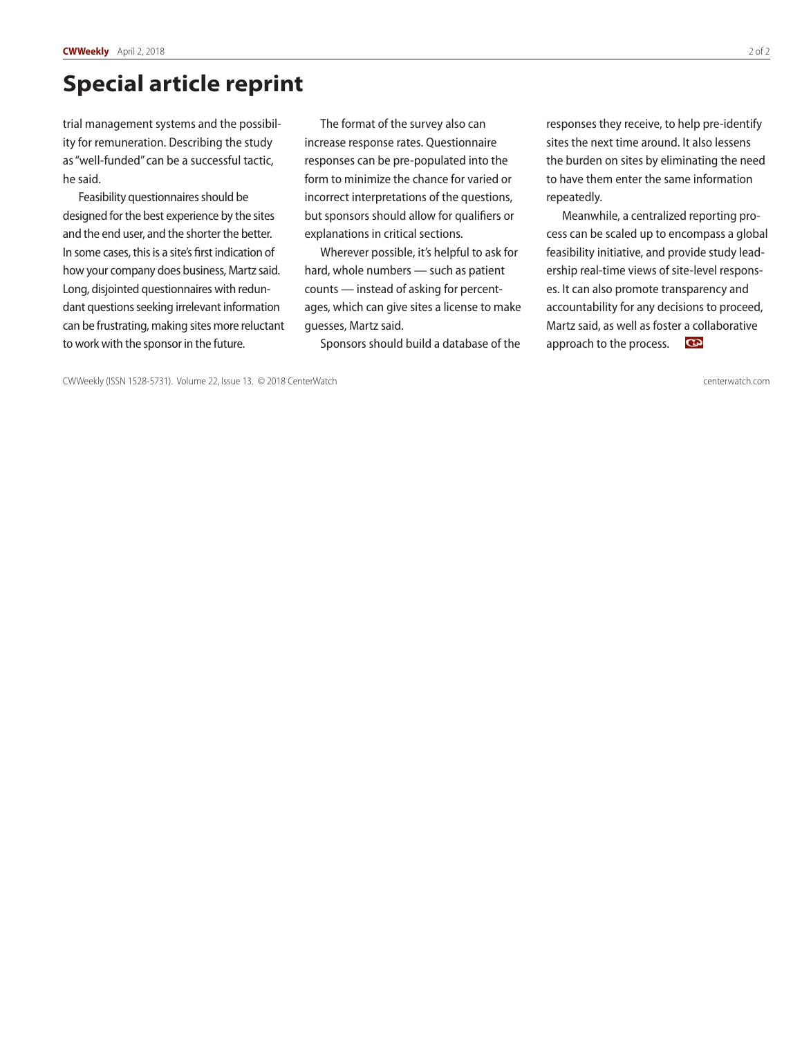## Special article reprint

trial management systems and the possibility for remuneration. Describing the study as "well-funded" can be a successful tactic, he said.

Feasibility questionnaires should be designed for the best experience by the sites and the end user, and the shorter the better. In some cases, this is a site's first indication of how your company does business, Martz said. Long, disjointed questionnaires with redundant questions seeking irrelevant information can be frustrating, making sites more reluctant to work with the sponsor in the future.

The format of the survey also can increase response rates. Questionnaire responses can be pre-populated into the form to minimize the chance for varied or incorrect interpretations of the questions, but sponsors should allow for qualifiers or explanations in critical sections.

Wherever possible, it's helpful to ask for hard, whole numbers — such as patient counts — instead of asking for percentages, which can give sites a license to make guesses, Martz said.

Sponsors should build a database of the responses they receive, to help pre-identify sites the next time around. It also lessens the burden on sites by eliminating the need to have them enter the same information repeatedly.

Meanwhile, a centralized reporting process can be scaled up to encompass a global feasibility initiative, and provide study leadership real-time views of site-level responses. It can also promote transparency and accountability for any decisions to proceed, Martz said, as well as foster a collaborative approach to the process.